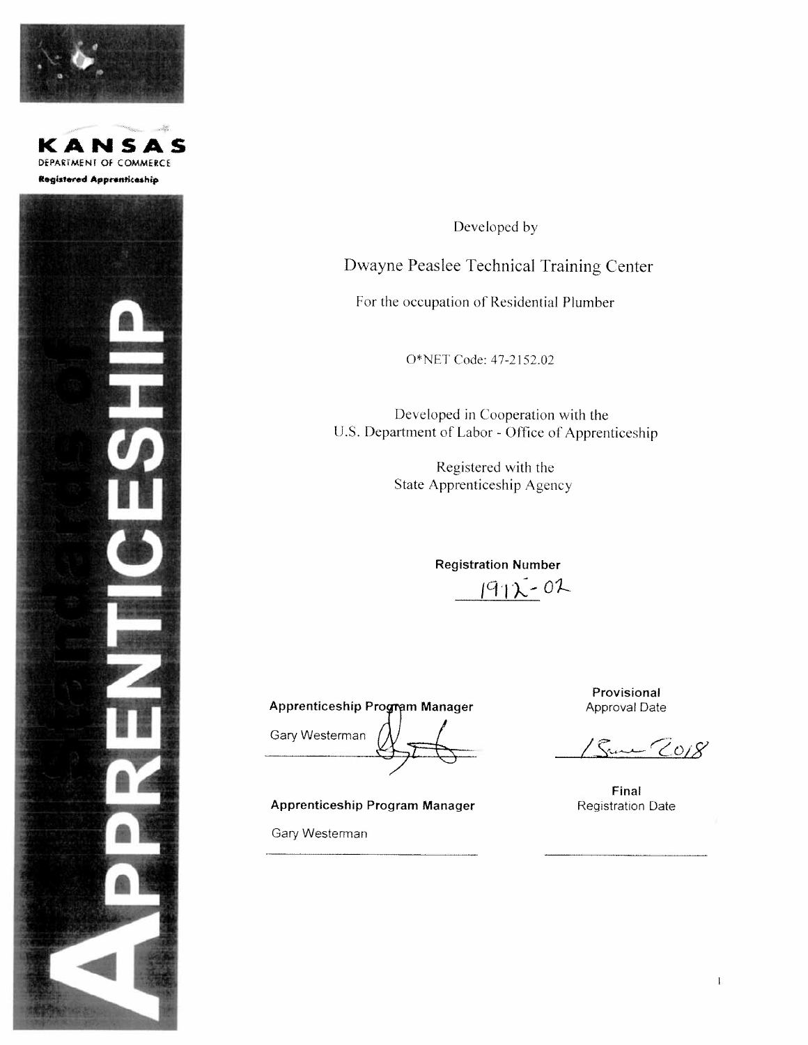**KANSAS**
DEPARTMENT OF COMMERCE
**Registered Apprenticeship**

# Standards of APPRENTICESHIP

Developed by

## Dwayne Peaslee Technical Training Center

For the occupation of Residential Plumber

O*NET Code: 47-2152.02

Developed in Cooperation with the
U.S. Department of Labor - Office of Apprenticeship

Registered with the
State Apprenticeship Agency

**Registration Number**
1912-02

**Apprenticeship Program Manager**
Gary Westerman

**Provisional** Approval Date
1 June 2018

**Apprenticeship Program Manager**
Gary Westerman

**Final** Registration Date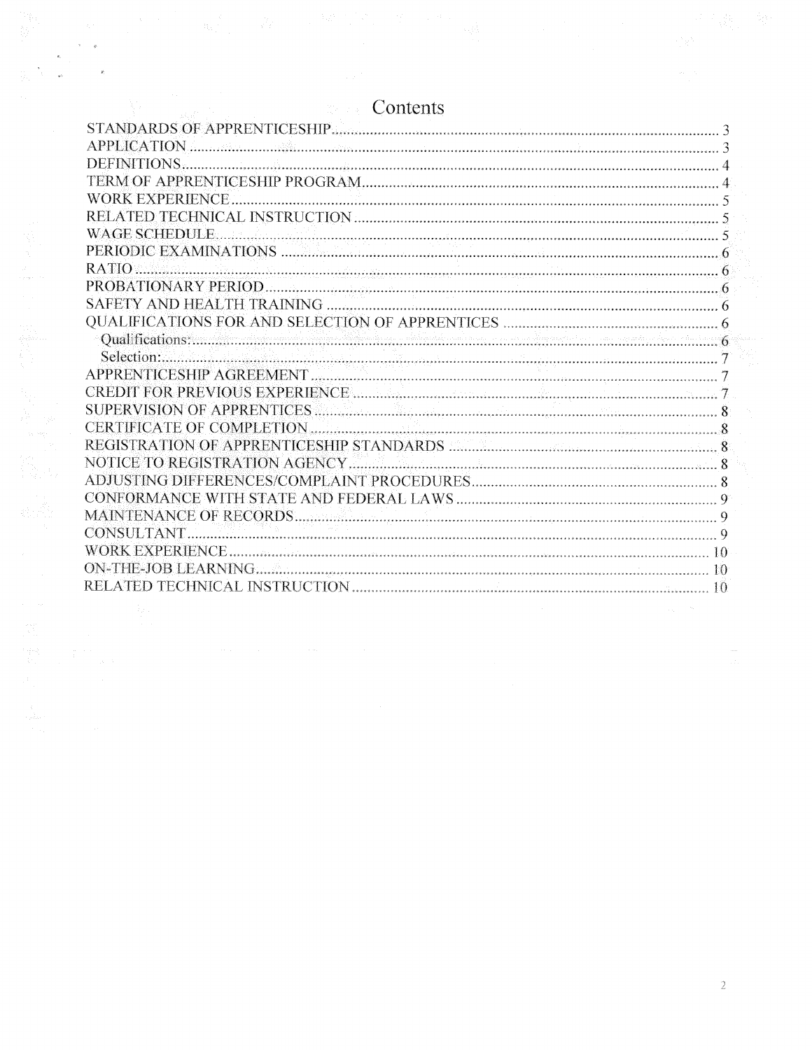# Contents

| | |
|---|---|
| STANDARDS OF APPRENTICESHIP | 3 |
| APPLICATION | 3 |
| DEFINITIONS | 4 |
| TERM OF APPRENTICESHIP PROGRAM | 4 |
| WORK EXPERIENCE | 5 |
| RELATED TECHNICAL INSTRUCTION | 5 |
| WAGE SCHEDULE | 5 |
| PERIODIC EXAMINATIONS | 6 |
| RATIO | 6 |
| PROBATIONARY PERIOD | 6 |
| SAFETY AND HEALTH TRAINING | 6 |
| QUALIFICATIONS FOR AND SELECTION OF APPRENTICES | 6 |
| Qualifications: | 6 |
| Selection: | 7 |
| APPRENTICESHIP AGREEMENT | 7 |
| CREDIT FOR PREVIOUS EXPERIENCE | 7 |
| SUPERVISION OF APPRENTICES | 8 |
| CERTIFICATE OF COMPLETION | 8 |
| REGISTRATION OF APPRENTICESHIP STANDARDS | 8 |
| NOTICE TO REGISTRATION AGENCY | 8 |
| ADJUSTING DIFFERENCES/COMPLAINT PROCEDURES | 8 |
| CONFORMANCE WITH STATE AND FEDERAL LAWS | 9 |
| MAINTENANCE OF RECORDS | 9 |
| CONSULTANT | 9 |
| WORK EXPERIENCE | 10 |
| ON-THE-JOB LEARNING | 10 |
| RELATED TECHNICAL INSTRUCTION | 10 |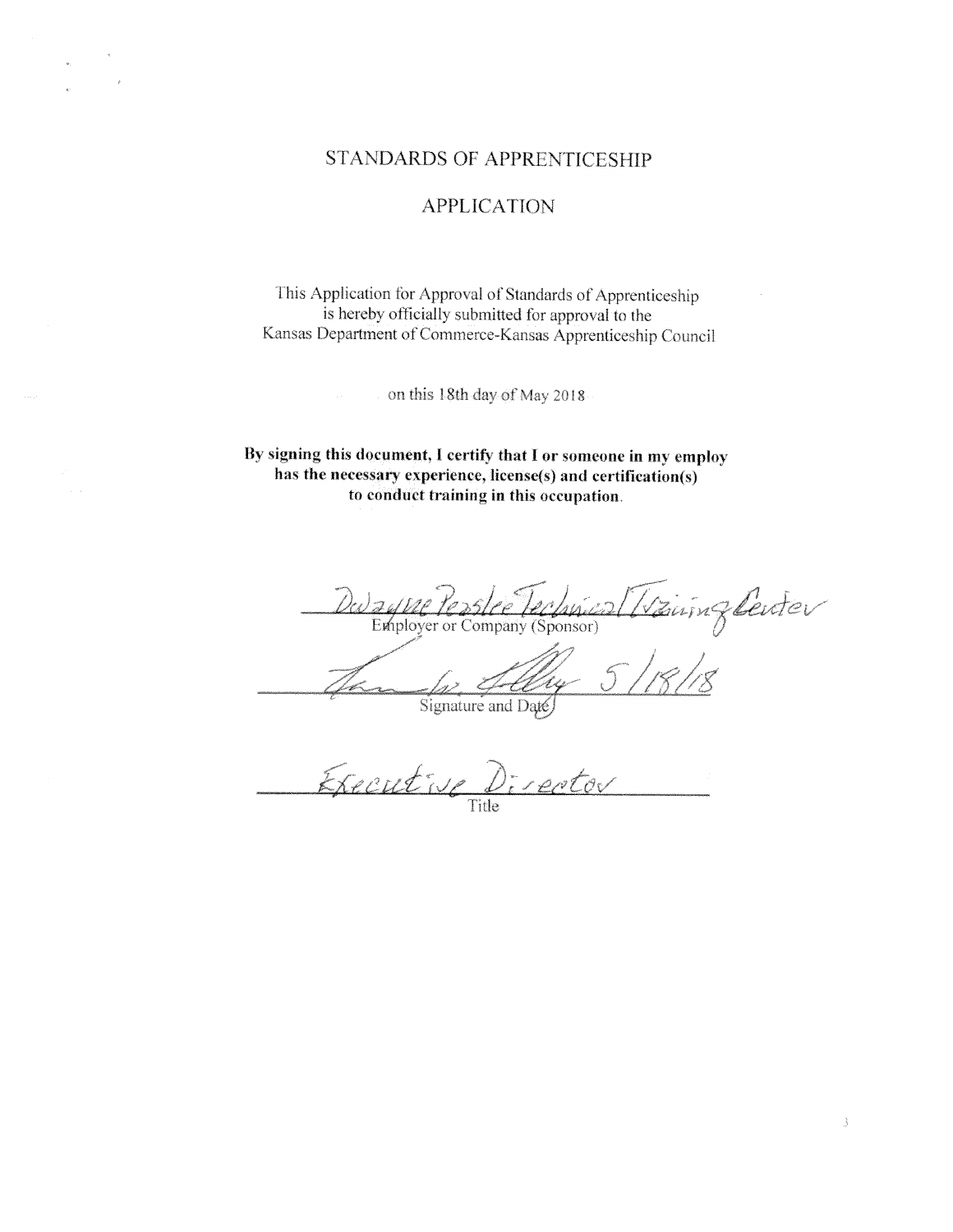# STANDARDS OF APPRENTICESHIP

## APPLICATION

This Application for Approval of Standards of Apprenticeship is hereby officially submitted for approval to the Kansas Department of Commerce-Kansas Apprenticeship Council

on this 18th day of May 2018

**By signing this document, I certify that I or someone in my employ has the necessary experience, license(s) and certification(s) to conduct training in this occupation.**

Dwayne Peaslee Technical Training Center
Employer or Company (Sponsor)

5/18/18
Signature and Date

Executive Director
Title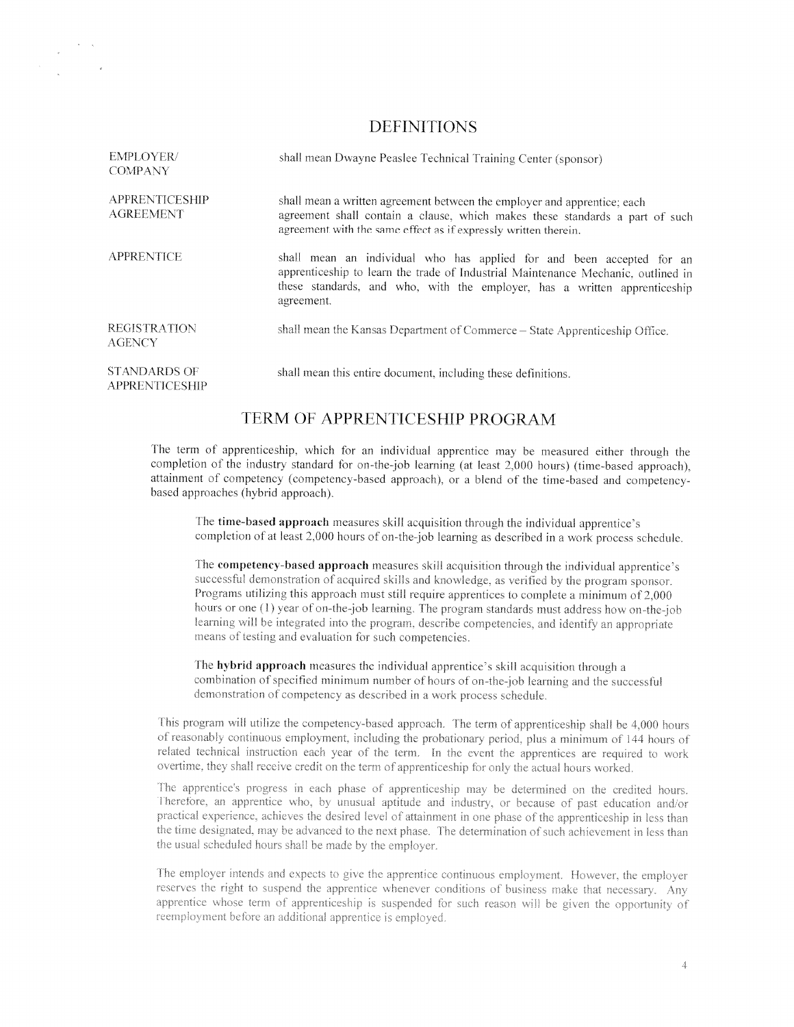## DEFINITIONS

| | |
|---|---|
| EMPLOYER/ COMPANY | shall mean Dwayne Peaslee Technical Training Center (sponsor) |
| APPRENTICESHIP AGREEMENT | shall mean a written agreement between the employer and apprentice; each agreement shall contain a clause, which makes these standards a part of such agreement with the same effect as if expressly written therein. |
| APPRENTICE | shall mean an individual who has applied for and been accepted for an apprenticeship to learn the trade of Industrial Maintenance Mechanic, outlined in these standards, and who, with the employer, has a written apprenticeship agreement. |
| REGISTRATION AGENCY | shall mean the Kansas Department of Commerce – State Apprenticeship Office. |
| STANDARDS OF APPRENTICESHIP | shall mean this entire document, including these definitions. |

## TERM OF APPRENTICESHIP PROGRAM

The term of apprenticeship, which for an individual apprentice may be measured either through the completion of the industry standard for on-the-job learning (at least 2,000 hours) (time-based approach), attainment of competency (competency-based approach), or a blend of the time-based and competency-based approaches (hybrid approach).

The **time-based approach** measures skill acquisition through the individual apprentice's completion of at least 2,000 hours of on-the-job learning as described in a work process schedule.

The **competency-based approach** measures skill acquisition through the individual apprentice's successful demonstration of acquired skills and knowledge, as verified by the program sponsor. Programs utilizing this approach must still require apprentices to complete a minimum of 2,000 hours or one (1) year of on-the-job learning. The program standards must address how on-the-job learning will be integrated into the program, describe competencies, and identify an appropriate means of testing and evaluation for such competencies.

The **hybrid approach** measures the individual apprentice's skill acquisition through a combination of specified minimum number of hours of on-the-job learning and the successful demonstration of competency as described in a work process schedule.

This program will utilize the competency-based approach. The term of apprenticeship shall be 4,000 hours of reasonably continuous employment, including the probationary period, plus a minimum of 144 hours of related technical instruction each year of the term. In the event the apprentices are required to work overtime, they shall receive credit on the term of apprenticeship for only the actual hours worked.

The apprentice's progress in each phase of apprenticeship may be determined on the credited hours. Therefore, an apprentice who, by unusual aptitude and industry, or because of past education and/or practical experience, achieves the desired level of attainment in one phase of the apprenticeship in less than the time designated, may be advanced to the next phase. The determination of such achievement in less than the usual scheduled hours shall be made by the employer.

The employer intends and expects to give the apprentice continuous employment. However, the employer reserves the right to suspend the apprentice whenever conditions of business make that necessary. Any apprentice whose term of apprenticeship is suspended for such reason will be given the opportunity of reemployment before an additional apprentice is employed.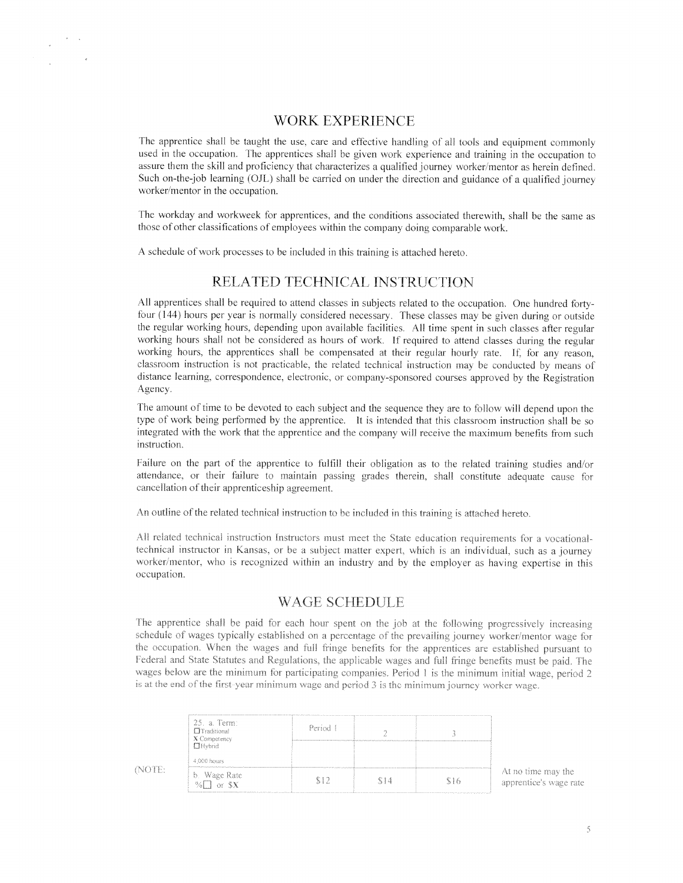## WORK EXPERIENCE

The apprentice shall be taught the use, care and effective handling of all tools and equipment commonly used in the occupation. The apprentices shall be given work experience and training in the occupation to assure them the skill and proficiency that characterizes a qualified journey worker/mentor as herein defined. Such on-the-job learning (OJL) shall be carried on under the direction and guidance of a qualified journey worker/mentor in the occupation.

The workday and workweek for apprentices, and the conditions associated therewith, shall be the same as those of other classifications of employees within the company doing comparable work.

A schedule of work processes to be included in this training is attached hereto.

## RELATED TECHNICAL INSTRUCTION

All apprentices shall be required to attend classes in subjects related to the occupation. One hundred forty-four (144) hours per year is normally considered necessary. These classes may be given during or outside the regular working hours, depending upon available facilities. All time spent in such classes after regular working hours shall not be considered as hours of work. If required to attend classes during the regular working hours, the apprentices shall be compensated at their regular hourly rate. If, for any reason, classroom instruction is not practicable, the related technical instruction may be conducted by means of distance learning, correspondence, electronic, or company-sponsored courses approved by the Registration Agency.

The amount of time to be devoted to each subject and the sequence they are to follow will depend upon the type of work being performed by the apprentice. It is intended that this classroom instruction shall be so integrated with the work that the apprentice and the company will receive the maximum benefits from such instruction.

Failure on the part of the apprentice to fulfill their obligation as to the related training studies and/or attendance, or their failure to maintain passing grades therein, shall constitute adequate cause for cancellation of their apprenticeship agreement.

An outline of the related technical instruction to be included in this training is attached hereto.

All related technical instruction Instructors must meet the State education requirements for a vocational-technical instructor in Kansas, or be a subject matter expert, which is an individual, such as a journey worker/mentor, who is recognized within an industry and by the employer as having expertise in this occupation.

## WAGE SCHEDULE

The apprentice shall be paid for each hour spent on the job at the following progressively increasing schedule of wages typically established on a percentage of the prevailing journey worker/mentor wage for the occupation. When the wages and full fringe benefits for the apprentices are established pursuant to Federal and State Statutes and Regulations, the applicable wages and full fringe benefits must be paid. The wages below are the minimum for participating companies. Period 1 is the minimum initial wage, period 2 is at the end of the first-year minimum wage and period 3 is the minimum journey worker wage.

| 25. a. Term: ☐ Traditional X Competency ☐ Hybrid 4,000 hours | Period 1 | 2 | 3 |
|---|---|---|---|
| | | | |
| b. Wage Rate %☐ or $X | $12 | $14 | $16 |

(NOTE: At no time may the apprentice's wage rate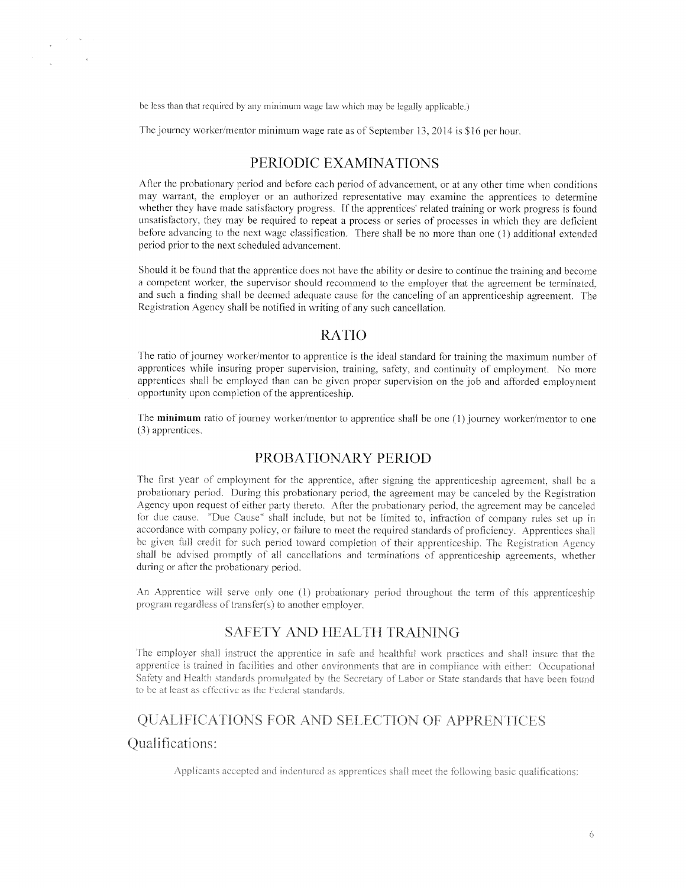be less than that required by any minimum wage law which may be legally applicable.)

The journey worker/mentor minimum wage rate as of September 13, 2014 is $16 per hour.

## PERIODIC EXAMINATIONS

After the probationary period and before each period of advancement, or at any other time when conditions may warrant, the employer or an authorized representative may examine the apprentices to determine whether they have made satisfactory progress. If the apprentices' related training or work progress is found unsatisfactory, they may be required to repeat a process or series of processes in which they are deficient before advancing to the next wage classification. There shall be no more than one (1) additional extended period prior to the next scheduled advancement.

Should it be found that the apprentice does not have the ability or desire to continue the training and become a competent worker, the supervisor should recommend to the employer that the agreement be terminated, and such a finding shall be deemed adequate cause for the canceling of an apprenticeship agreement. The Registration Agency shall be notified in writing of any such cancellation.

## RATIO

The ratio of journey worker/mentor to apprentice is the ideal standard for training the maximum number of apprentices while insuring proper supervision, training, safety, and continuity of employment. No more apprentices shall be employed than can be given proper supervision on the job and afforded employment opportunity upon completion of the apprenticeship.

The **minimum** ratio of journey worker/mentor to apprentice shall be one (1) journey worker/mentor to one (3) apprentices.

## PROBATIONARY PERIOD

The first year of employment for the apprentice, after signing the apprenticeship agreement, shall be a probationary period. During this probationary period, the agreement may be canceled by the Registration Agency upon request of either party thereto. After the probationary period, the agreement may be canceled for due cause. "Due Cause" shall include, but not be limited to, infraction of company rules set up in accordance with company policy, or failure to meet the required standards of proficiency. Apprentices shall be given full credit for such period toward completion of their apprenticeship. The Registration Agency shall be advised promptly of all cancellations and terminations of apprenticeship agreements, whether during or after the probationary period.

An Apprentice will serve only one (1) probationary period throughout the term of this apprenticeship program regardless of transfer(s) to another employer.

## SAFETY AND HEALTH TRAINING

The employer shall instruct the apprentice in safe and healthful work practices and shall insure that the apprentice is trained in facilities and other environments that are in compliance with either: Occupational Safety and Health standards promulgated by the Secretary of Labor or State standards that have been found to be at least as effective as the Federal standards.

## QUALIFICATIONS FOR AND SELECTION OF APPRENTICES

### Qualifications:

Applicants accepted and indentured as apprentices shall meet the following basic qualifications: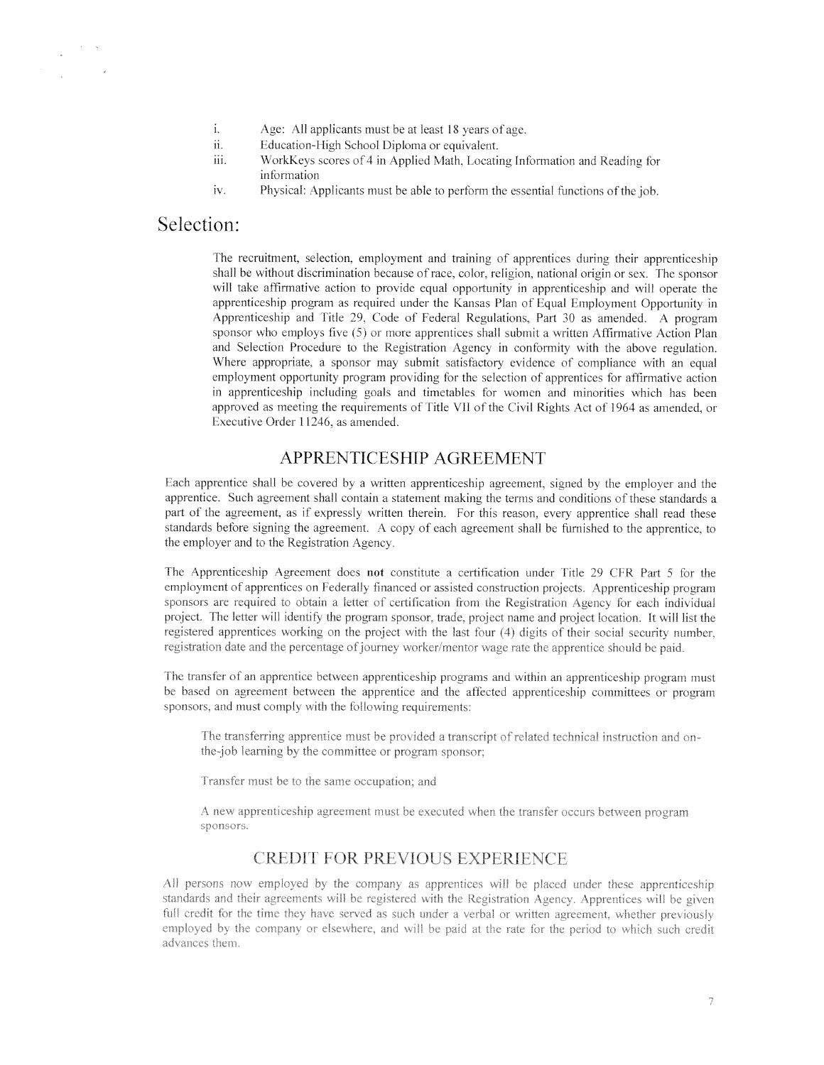i. Age: All applicants must be at least 18 years of age.
ii. Education-High School Diploma or equivalent.
iii. WorkKeys scores of 4 in Applied Math, Locating Information and Reading for information
iv. Physical: Applicants must be able to perform the essential functions of the job.

# Selection:

The recruitment, selection, employment and training of apprentices during their apprenticeship shall be without discrimination because of race, color, religion, national origin or sex. The sponsor will take affirmative action to provide equal opportunity in apprenticeship and will operate the apprenticeship program as required under the Kansas Plan of Equal Employment Opportunity in Apprenticeship and Title 29, Code of Federal Regulations, Part 30 as amended. A program sponsor who employs five (5) or more apprentices shall submit a written Affirmative Action Plan and Selection Procedure to the Registration Agency in conformity with the above regulation. Where appropriate, a sponsor may submit satisfactory evidence of compliance with an equal employment opportunity program providing for the selection of apprentices for affirmative action in apprenticeship including goals and timetables for women and minorities which has been approved as meeting the requirements of Title VII of the Civil Rights Act of 1964 as amended, or Executive Order 11246, as amended.

## APPRENTICESHIP AGREEMENT

Each apprentice shall be covered by a written apprenticeship agreement, signed by the employer and the apprentice. Such agreement shall contain a statement making the terms and conditions of these standards a part of the agreement, as if expressly written therein. For this reason, every apprentice shall read these standards before signing the agreement. A copy of each agreement shall be furnished to the apprentice, to the employer and to the Registration Agency.

The Apprenticeship Agreement does **not** constitute a certification under Title 29 CFR Part 5 for the employment of apprentices on Federally financed or assisted construction projects. Apprenticeship program sponsors are required to obtain a letter of certification from the Registration Agency for each individual project. The letter will identify the program sponsor, trade, project name and project location. It will list the registered apprentices working on the project with the last four (4) digits of their social security number, registration date and the percentage of journey worker/mentor wage rate the apprentice should be paid.

The transfer of an apprentice between apprenticeship programs and within an apprenticeship program must be based on agreement between the apprentice and the affected apprenticeship committees or program sponsors, and must comply with the following requirements:

The transferring apprentice must be provided a transcript of related technical instruction and on-the-job learning by the committee or program sponsor;

Transfer must be to the same occupation; and

A new apprenticeship agreement must be executed when the transfer occurs between program sponsors.

## CREDIT FOR PREVIOUS EXPERIENCE

All persons now employed by the company as apprentices will be placed under these apprenticeship standards and their agreements will be registered with the Registration Agency. Apprentices will be given full credit for the time they have served as such under a verbal or written agreement, whether previously employed by the company or elsewhere, and will be paid at the rate for the period to which such credit advances them.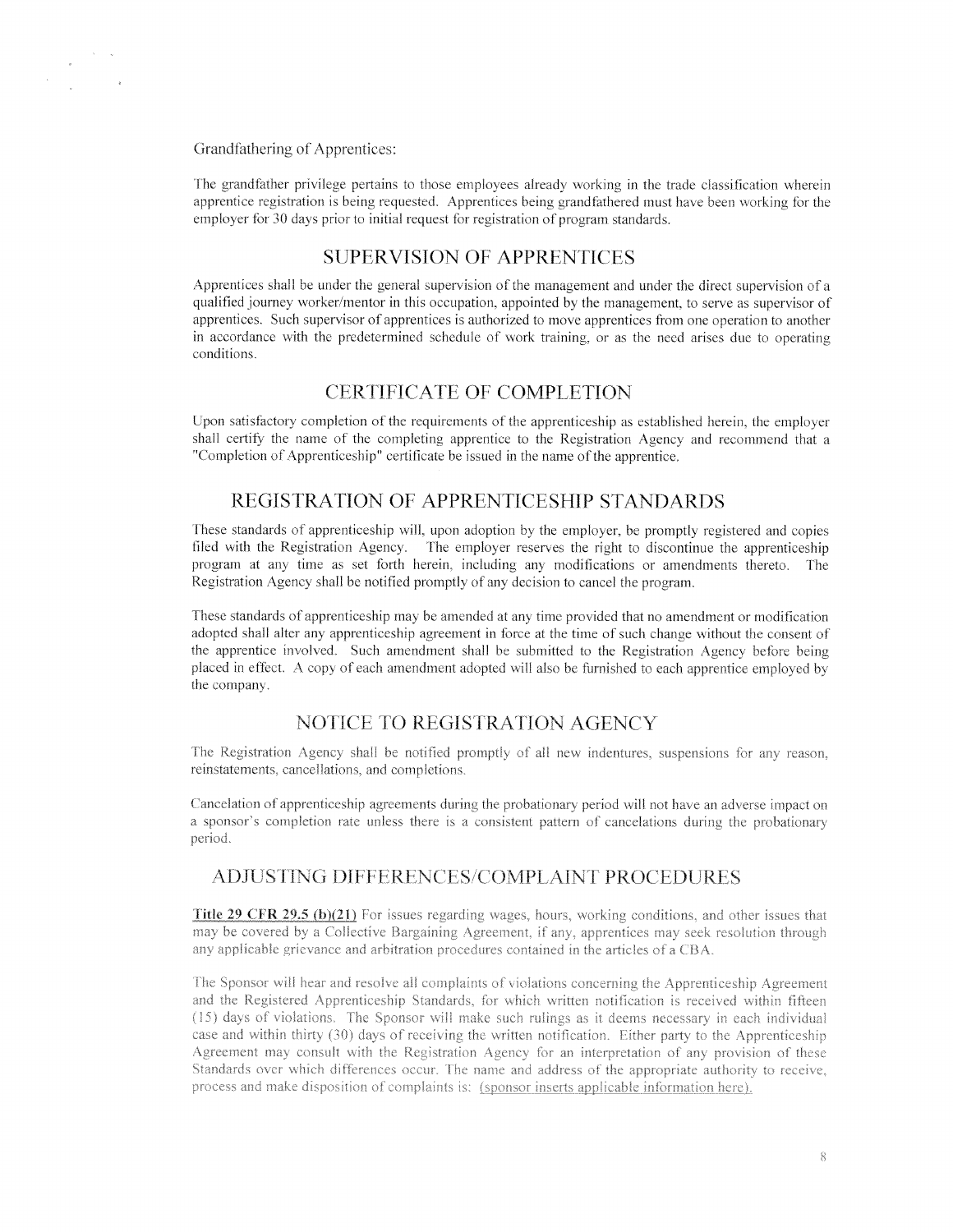Grandfathering of Apprentices:

The grandfather privilege pertains to those employees already working in the trade classification wherein apprentice registration is being requested. Apprentices being grandfathered must have been working for the employer for 30 days prior to initial request for registration of program standards.

## SUPERVISION OF APPRENTICES

Apprentices shall be under the general supervision of the management and under the direct supervision of a qualified journey worker/mentor in this occupation, appointed by the management, to serve as supervisor of apprentices. Such supervisor of apprentices is authorized to move apprentices from one operation to another in accordance with the predetermined schedule of work training, or as the need arises due to operating conditions.

## CERTIFICATE OF COMPLETION

Upon satisfactory completion of the requirements of the apprenticeship as established herein, the employer shall certify the name of the completing apprentice to the Registration Agency and recommend that a "Completion of Apprenticeship" certificate be issued in the name of the apprentice.

## REGISTRATION OF APPRENTICESHIP STANDARDS

These standards of apprenticeship will, upon adoption by the employer, be promptly registered and copies filed with the Registration Agency. The employer reserves the right to discontinue the apprenticeship program at any time as set forth herein, including any modifications or amendments thereto. The Registration Agency shall be notified promptly of any decision to cancel the program.

These standards of apprenticeship may be amended at any time provided that no amendment or modification adopted shall alter any apprenticeship agreement in force at the time of such change without the consent of the apprentice involved. Such amendment shall be submitted to the Registration Agency before being placed in effect. A copy of each amendment adopted will also be furnished to each apprentice employed by the company.

## NOTICE TO REGISTRATION AGENCY

The Registration Agency shall be notified promptly of all new indentures, suspensions for any reason, reinstatements, cancellations, and completions.

Cancelation of apprenticeship agreements during the probationary period will not have an adverse impact on a sponsor's completion rate unless there is a consistent pattern of cancelations during the probationary period.

## ADJUSTING DIFFERENCES/COMPLAINT PROCEDURES

**Title 29 CFR 29.5 (b)(21)** For issues regarding wages, hours, working conditions, and other issues that may be covered by a Collective Bargaining Agreement, if any, apprentices may seek resolution through any applicable grievance and arbitration procedures contained in the articles of a CBA.

The Sponsor will hear and resolve all complaints of violations concerning the Apprenticeship Agreement and the Registered Apprenticeship Standards, for which written notification is received within fifteen (15) days of violations. The Sponsor will make such rulings as it deems necessary in each individual case and within thirty (30) days of receiving the written notification. Either party to the Apprenticeship Agreement may consult with the Registration Agency for an interpretation of any provision of these Standards over which differences occur. The name and address of the appropriate authority to receive, process and make disposition of complaints is: (sponsor inserts applicable information here).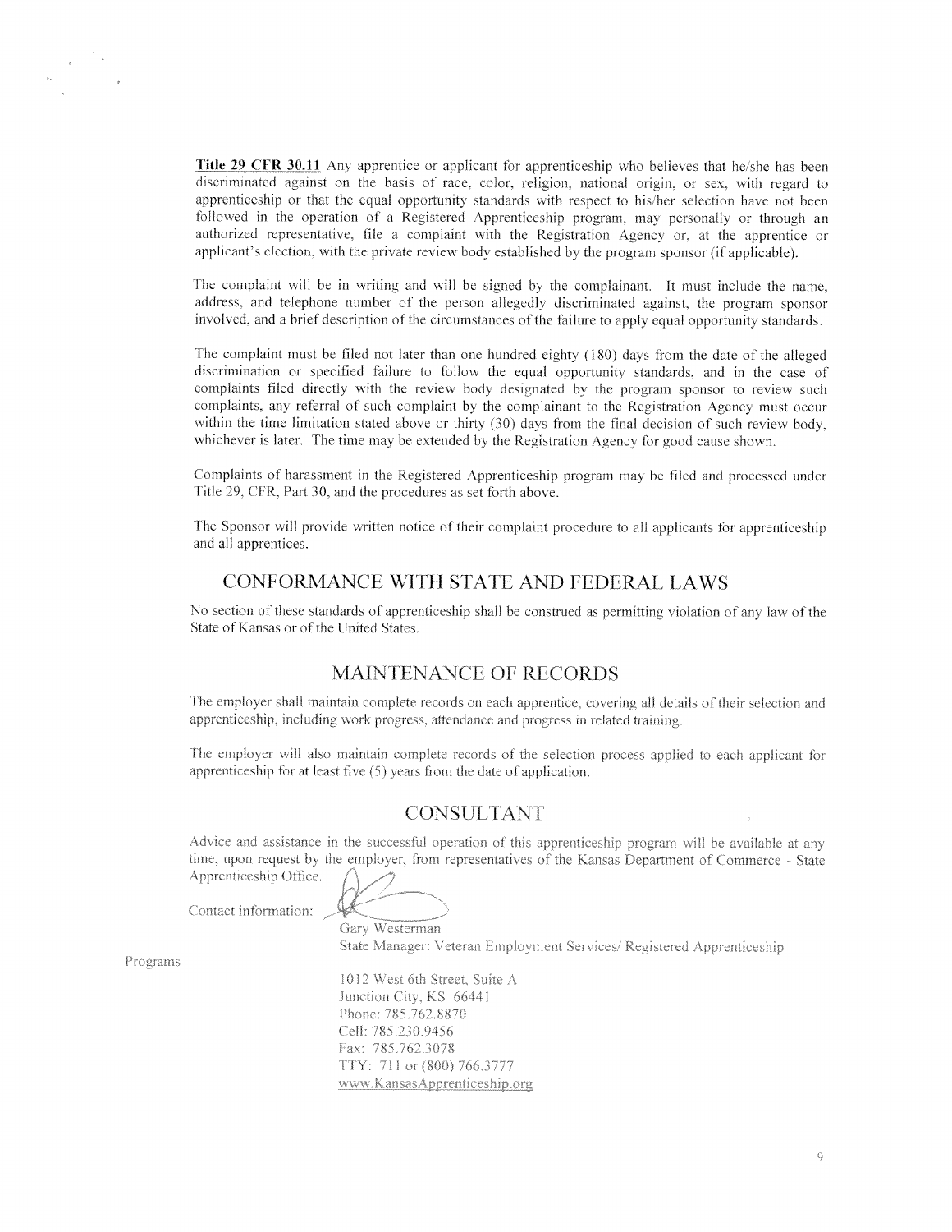**Title 29 CFR 30.11** Any apprentice or applicant for apprenticeship who believes that he/she has been discriminated against on the basis of race, color, religion, national origin, or sex, with regard to apprenticeship or that the equal opportunity standards with respect to his/her selection have not been followed in the operation of a Registered Apprenticeship program, may personally or through an authorized representative, file a complaint with the Registration Agency or, at the apprentice or applicant's election, with the private review body established by the program sponsor (if applicable).

The complaint will be in writing and will be signed by the complainant. It must include the name, address, and telephone number of the person allegedly discriminated against, the program sponsor involved, and a brief description of the circumstances of the failure to apply equal opportunity standards.

The complaint must be filed not later than one hundred eighty (180) days from the date of the alleged discrimination or specified failure to follow the equal opportunity standards, and in the case of complaints filed directly with the review body designated by the program sponsor to review such complaints, any referral of such complaint by the complainant to the Registration Agency must occur within the time limitation stated above or thirty (30) days from the final decision of such review body, whichever is later. The time may be extended by the Registration Agency for good cause shown.

Complaints of harassment in the Registered Apprenticeship program may be filed and processed under Title 29, CFR, Part 30, and the procedures as set forth above.

The Sponsor will provide written notice of their complaint procedure to all applicants for apprenticeship and all apprentices.

## CONFORMANCE WITH STATE AND FEDERAL LAWS

No section of these standards of apprenticeship shall be construed as permitting violation of any law of the State of Kansas or of the United States.

## MAINTENANCE OF RECORDS

The employer shall maintain complete records on each apprentice, covering all details of their selection and apprenticeship, including work progress, attendance and progress in related training.

The employer will also maintain complete records of the selection process applied to each applicant for apprenticeship for at least five (5) years from the date of application.

## CONSULTANT

Advice and assistance in the successful operation of this apprenticeship program will be available at any time, upon request by the employer, from representatives of the Kansas Department of Commerce - State Apprenticeship Office.

Contact information:

Gary Westerman
State Manager: Veteran Employment Services/ Registered Apprenticeship Programs

1012 West 6th Street, Suite A
Junction City, KS 66441
Phone: 785.762.8870
Cell: 785.230.9456
Fax: 785.762.3078
TTY: 711 or (800) 766.3777
www.KansasApprenticeship.org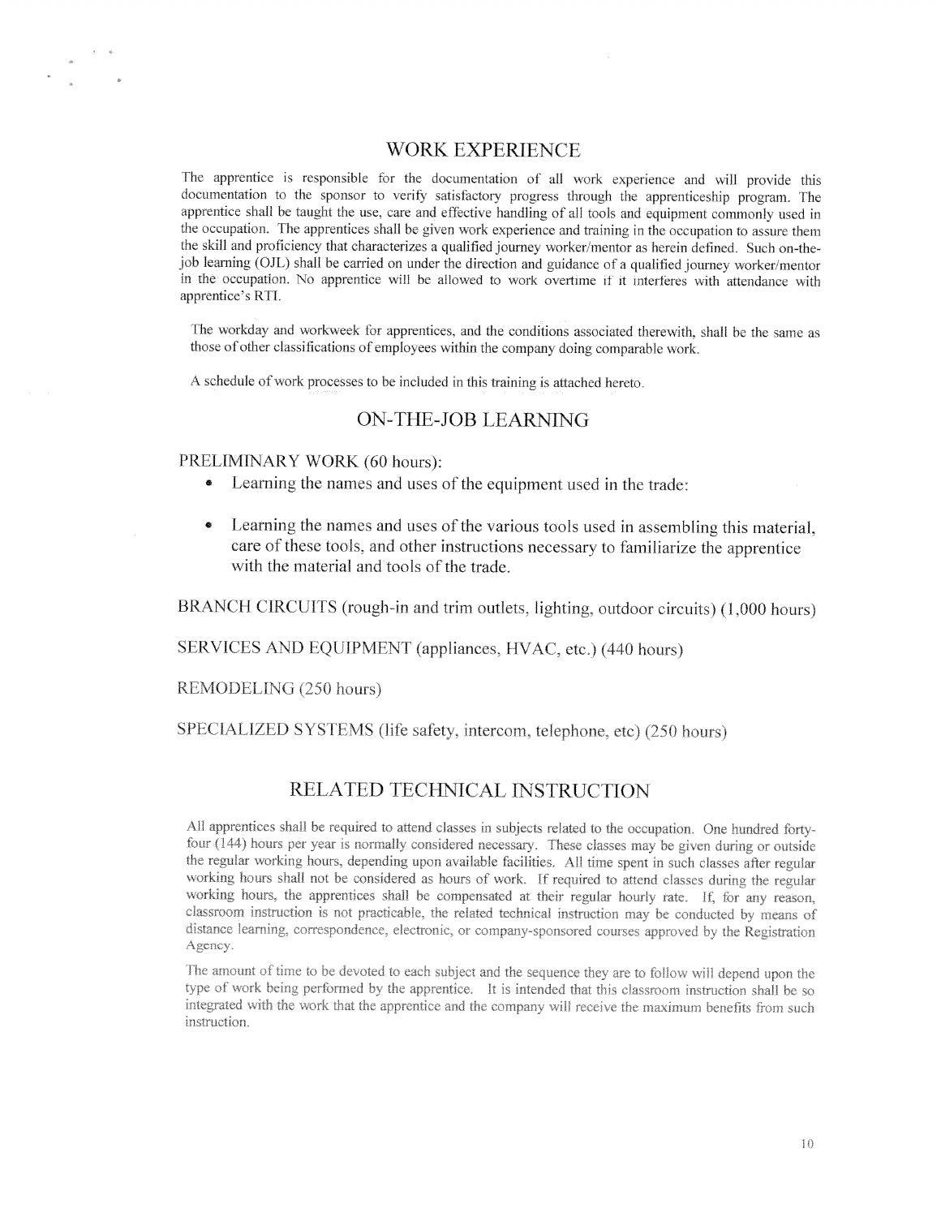## WORK EXPERIENCE

The apprentice is responsible for the documentation of all work experience and will provide this documentation to the sponsor to verify satisfactory progress through the apprenticeship program. The apprentice shall be taught the use, care and effective handling of all tools and equipment commonly used in the occupation. The apprentices shall be given work experience and training in the occupation to assure them the skill and proficiency that characterizes a qualified journey worker/mentor as herein defined. Such on-the-job learning (OJL) shall be carried on under the direction and guidance of a qualified journey worker/mentor in the occupation. No apprentice will be allowed to work overtime if it interferes with attendance with apprentice's RTI.

The workday and workweek for apprentices, and the conditions associated therewith, shall be the same as those of other classifications of employees within the company doing comparable work.

A schedule of work processes to be included in this training is attached hereto.

## ON-THE-JOB LEARNING

PRELIMINARY WORK (60 hours):

- Learning the names and uses of the equipment used in the trade:
- Learning the names and uses of the various tools used in assembling this material, care of these tools, and other instructions necessary to familiarize the apprentice with the material and tools of the trade.

BRANCH CIRCUITS (rough-in and trim outlets, lighting, outdoor circuits) (1,000 hours)

SERVICES AND EQUIPMENT (appliances, HVAC, etc.) (440 hours)

REMODELING (250 hours)

SPECIALIZED SYSTEMS (life safety, intercom, telephone, etc) (250 hours)

## RELATED TECHNICAL INSTRUCTION

All apprentices shall be required to attend classes in subjects related to the occupation. One hundred forty-four (144) hours per year is normally considered necessary. These classes may be given during or outside the regular working hours, depending upon available facilities. All time spent in such classes after regular working hours shall not be considered as hours of work. If required to attend classes during the regular working hours, the apprentices shall be compensated at their regular hourly rate. If, for any reason, classroom instruction is not practicable, the related technical instruction may be conducted by means of distance learning, correspondence, electronic, or company-sponsored courses approved by the Registration Agency.

The amount of time to be devoted to each subject and the sequence they are to follow will depend upon the type of work being performed by the apprentice. It is intended that this classroom instruction shall be so integrated with the work that the apprentice and the company will receive the maximum benefits from such instruction.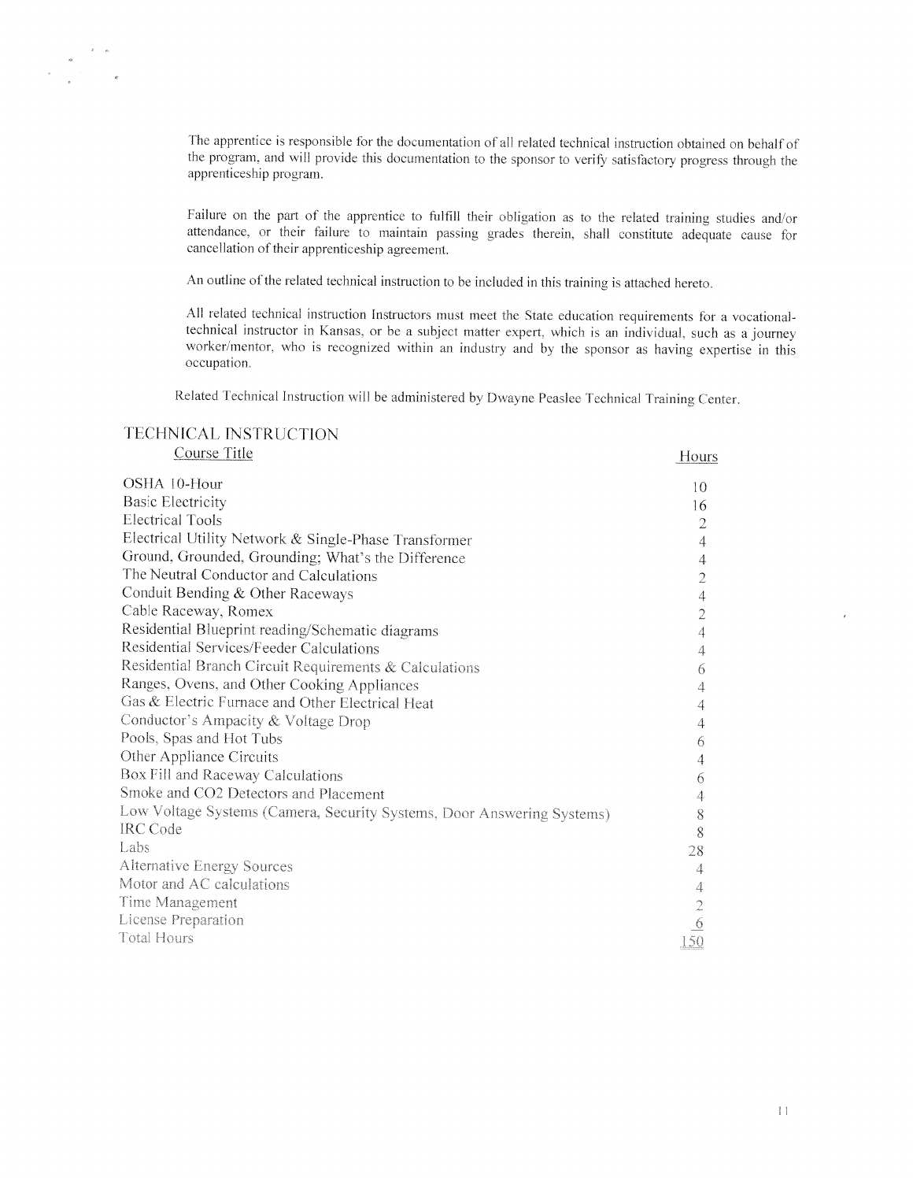The apprentice is responsible for the documentation of all related technical instruction obtained on behalf of the program, and will provide this documentation to the sponsor to verify satisfactory progress through the apprenticeship program.

Failure on the part of the apprentice to fulfill their obligation as to the related training studies and/or attendance, or their failure to maintain passing grades therein, shall constitute adequate cause for cancellation of their apprenticeship agreement.

An outline of the related technical instruction to be included in this training is attached hereto.

All related technical instruction Instructors must meet the State education requirements for a vocational-technical instructor in Kansas, or be a subject matter expert, which is an individual, such as a journey worker/mentor, who is recognized within an industry and by the sponsor as having expertise in this occupation.

Related Technical Instruction will be administered by Dwayne Peaslee Technical Training Center.

## TECHNICAL INSTRUCTION

| Course Title | Hours |
|---|---|
| OSHA 10-Hour | 10 |
| Basic Electricity | 16 |
| Electrical Tools | 2 |
| Electrical Utility Network & Single-Phase Transformer | 4 |
| Ground, Grounded, Grounding; What's the Difference | 4 |
| The Neutral Conductor and Calculations | 2 |
| Conduit Bending & Other Raceways | 4 |
| Cable Raceway, Romex | 2 |
| Residential Blueprint reading/Schematic diagrams | 4 |
| Residential Services/Feeder Calculations | 4 |
| Residential Branch Circuit Requirements & Calculations | 6 |
| Ranges, Ovens, and Other Cooking Appliances | 4 |
| Gas & Electric Furnace and Other Electrical Heat | 4 |
| Conductor's Ampacity & Voltage Drop | 4 |
| Pools, Spas and Hot Tubs | 6 |
| Other Appliance Circuits | 4 |
| Box Fill and Raceway Calculations | 6 |
| Smoke and CO2 Detectors and Placement | 4 |
| Low Voltage Systems (Camera, Security Systems, Door Answering Systems) | 8 |
| IRC Code | 8 |
| Labs | 28 |
| Alternative Energy Sources | 4 |
| Motor and AC calculations | 4 |
| Time Management | 2 |
| License Preparation | 6 |
| Total Hours | 150 |